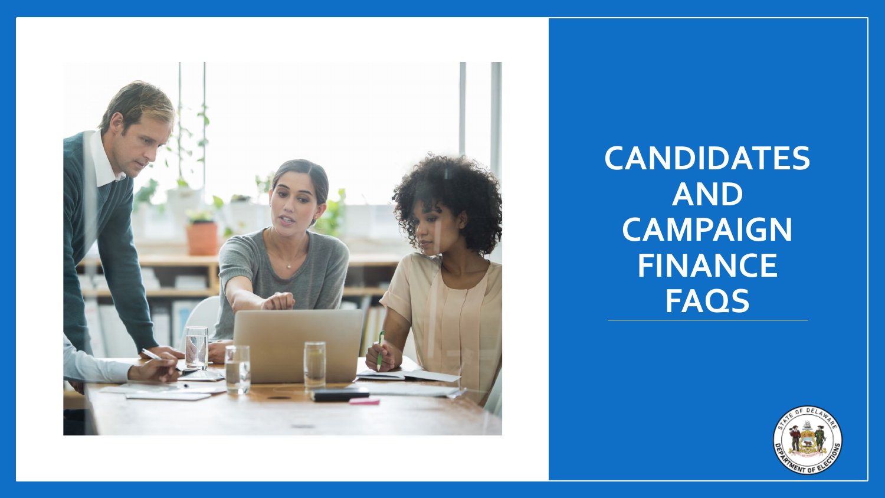# CANDIDATES AND CAMPAIGN FINANCE FAQS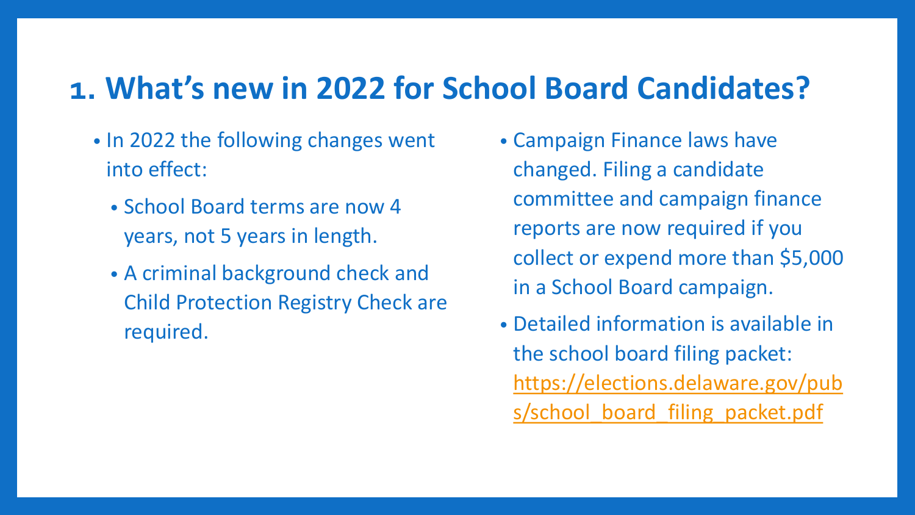# 1. What's new in 2022 for School Board Candidates?

- In 2022 the following changes went into effect:
  - School Board terms are now 4 years, not 5 years in length.
  - A criminal background check and Child Protection Registry Check are required.

- Campaign Finance laws have changed. Filing a candidate committee and campaign finance reports are now required if you collect or expend more than $5,000 in a School Board campaign.
- Detailed information is available in the school board filing packet: [https://elections.delaware.gov/pubs/school_board_filing_packet.pdf](https://elections.delaware.gov/pubs/school_board_filing_packet.pdf)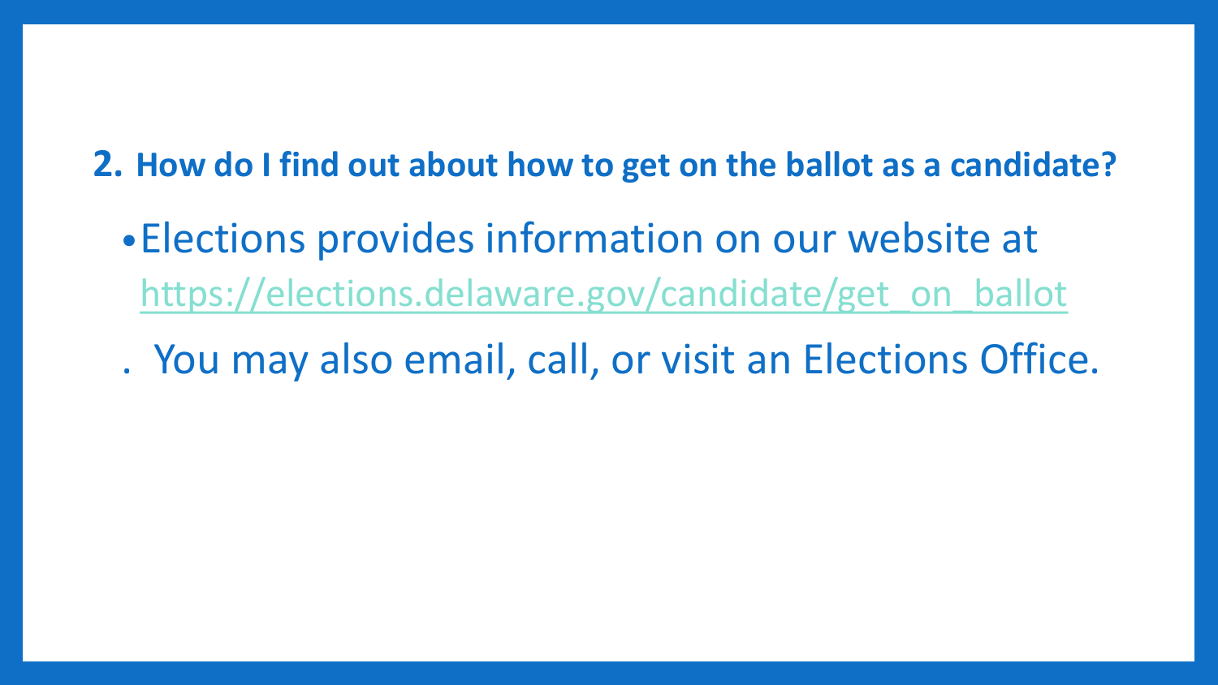**2. How do I find out about how to get on the ballot as a candidate?**

- Elections provides information on our website at https://elections.delaware.gov/candidate/get_on_ballot

. You may also email, call, or visit an Elections Office.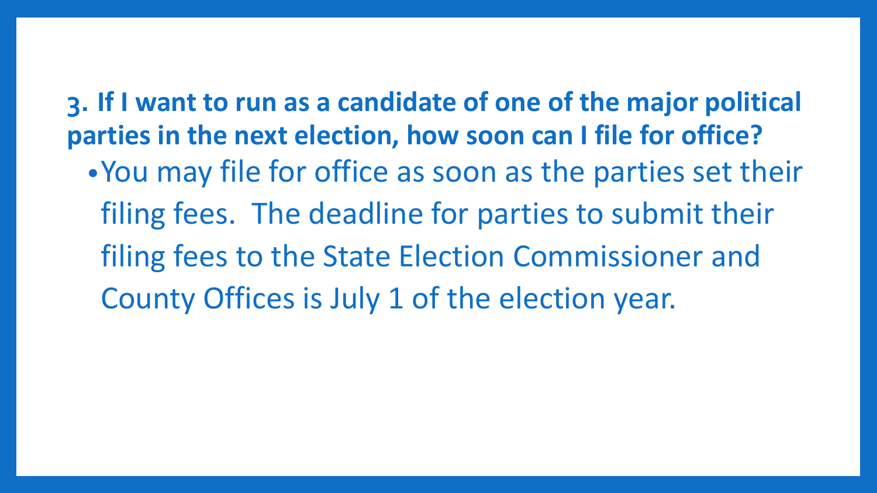**3. If I want to run as a candidate of one of the major political parties in the next election, how soon can I file for office?**

- You may file for office as soon as the parties set their filing fees. The deadline for parties to submit their filing fees to the State Election Commissioner and County Offices is July 1 of the election year.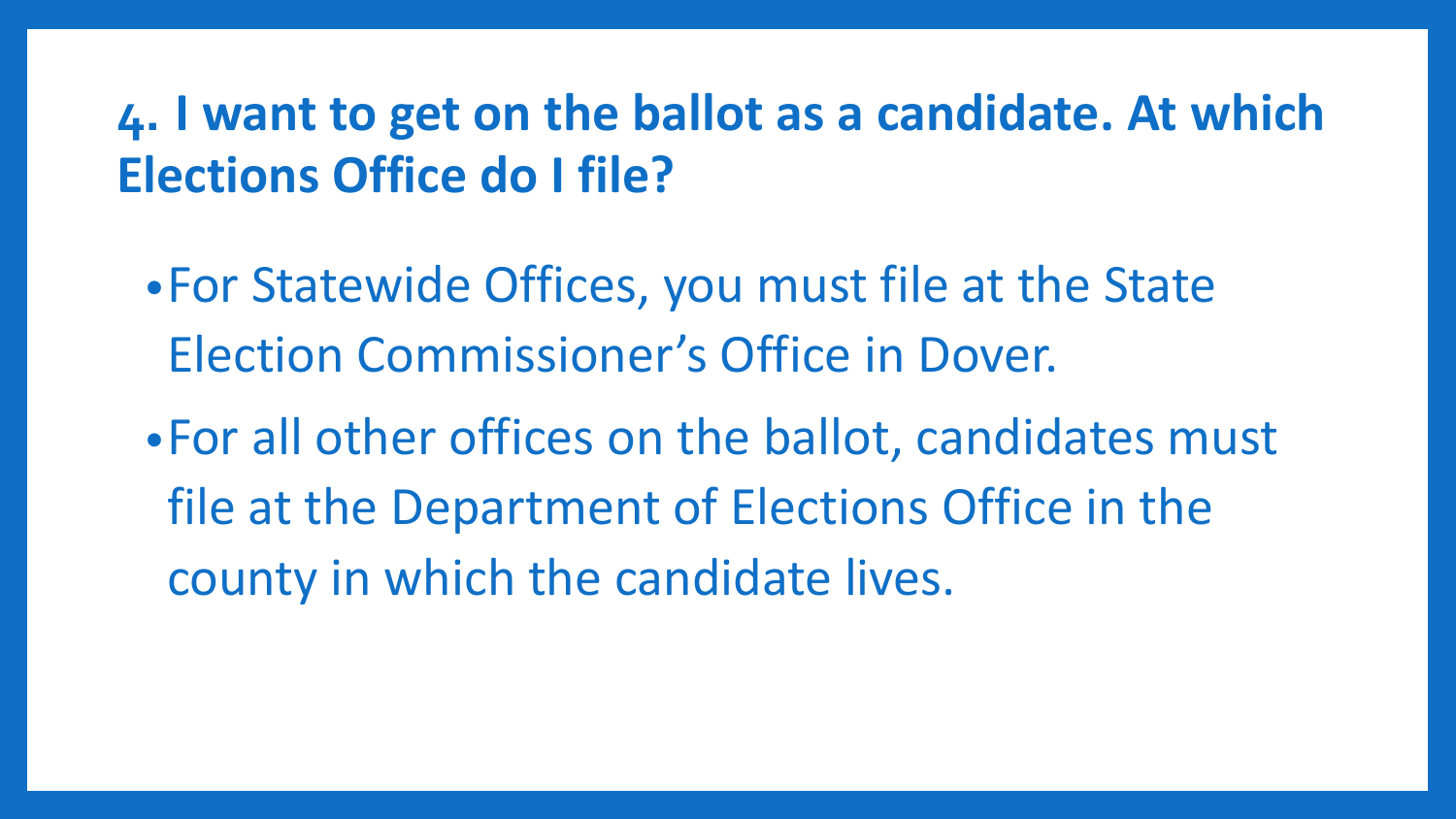## 4. I want to get on the ballot as a candidate. At which Elections Office do I file?

- For Statewide Offices, you must file at the State Election Commissioner’s Office in Dover.
- For all other offices on the ballot, candidates must file at the Department of Elections Office in the county in which the candidate lives.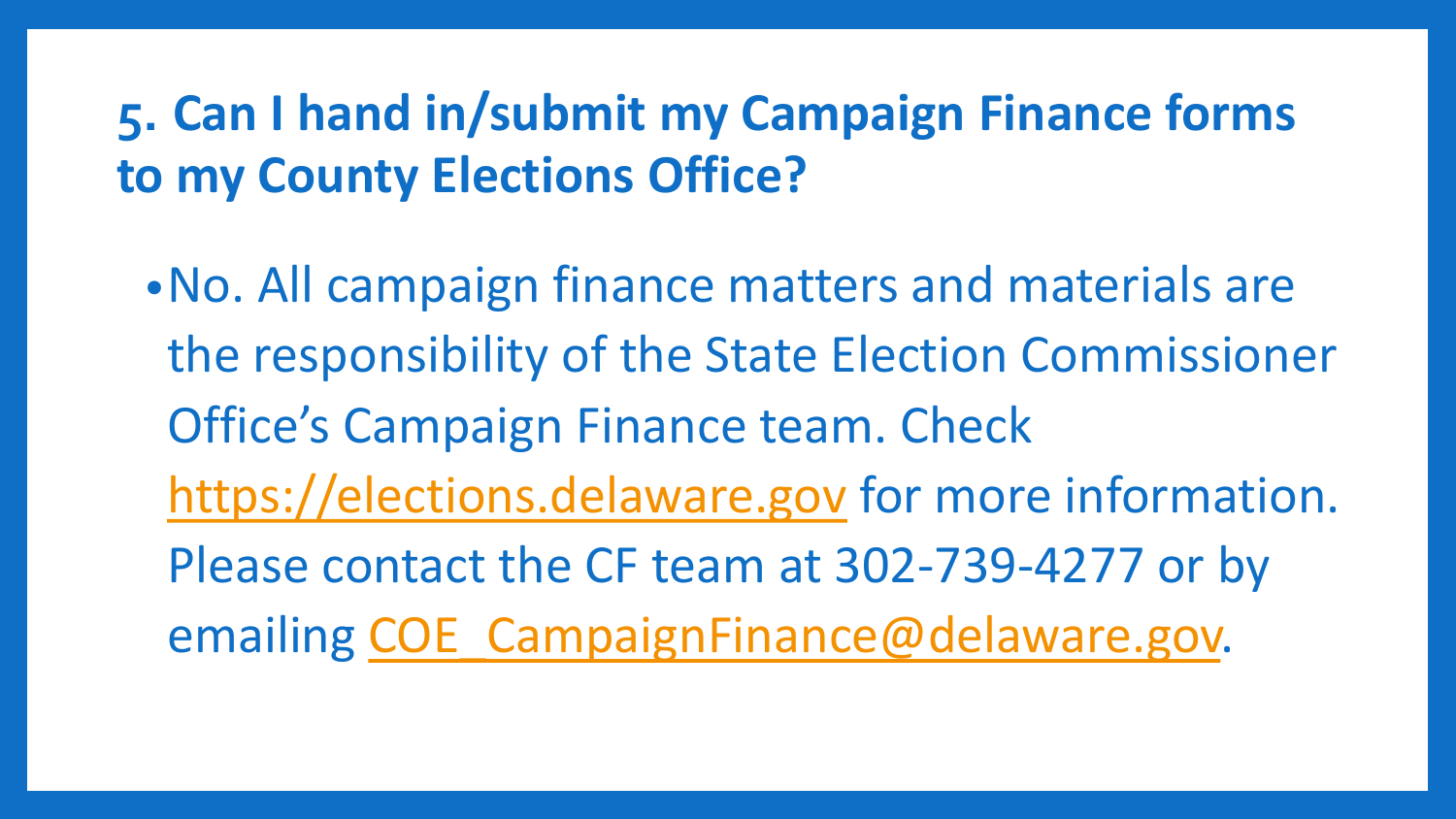## 5. Can I hand in/submit my Campaign Finance forms to my County Elections Office?

- No. All campaign finance matters and materials are the responsibility of the State Election Commissioner Office's Campaign Finance team. Check https://elections.delaware.gov for more information. Please contact the CF team at 302-739-4277 or by emailing COE_CampaignFinance@delaware.gov.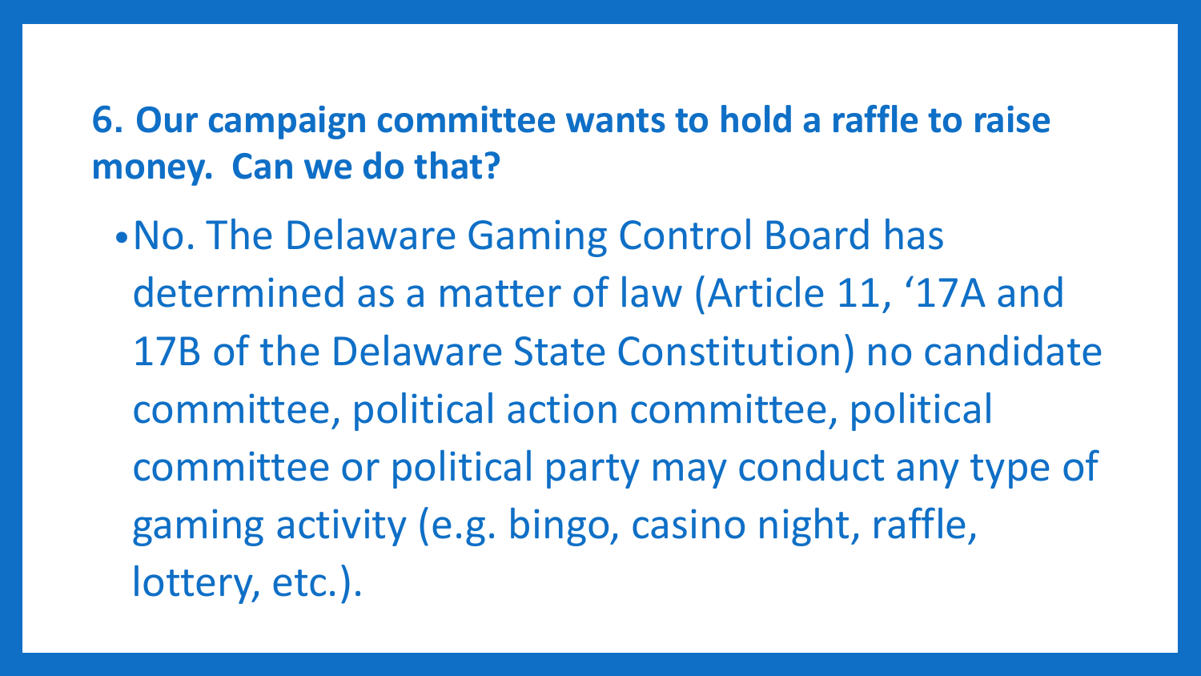**6. Our campaign committee wants to hold a raffle to raise money. Can we do that?**

- No. The Delaware Gaming Control Board has determined as a matter of law (Article 11, ‘17A and 17B of the Delaware State Constitution) no candidate committee, political action committee, political committee or political party may conduct any type of gaming activity (e.g. bingo, casino night, raffle, lottery, etc.).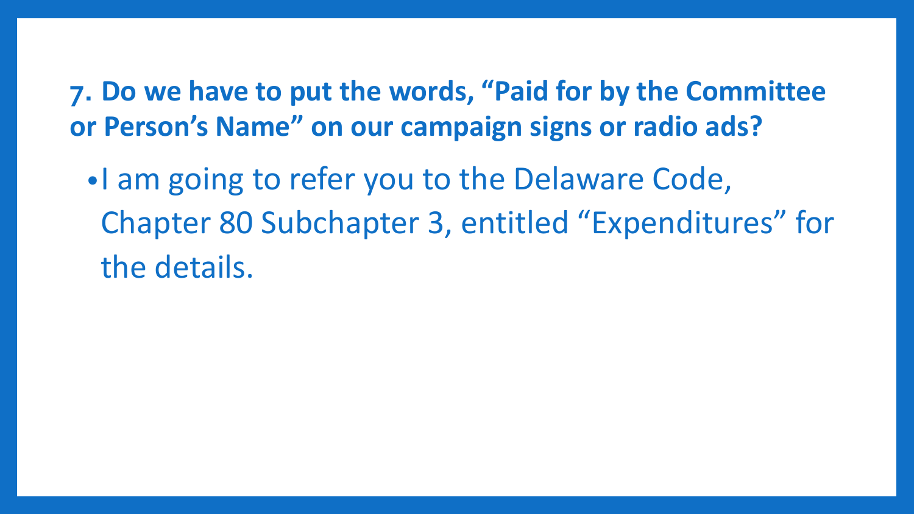**7. Do we have to put the words, "Paid for by the Committee or Person's Name" on our campaign signs or radio ads?**

- I am going to refer you to the Delaware Code, Chapter 80 Subchapter 3, entitled "Expenditures" for the details.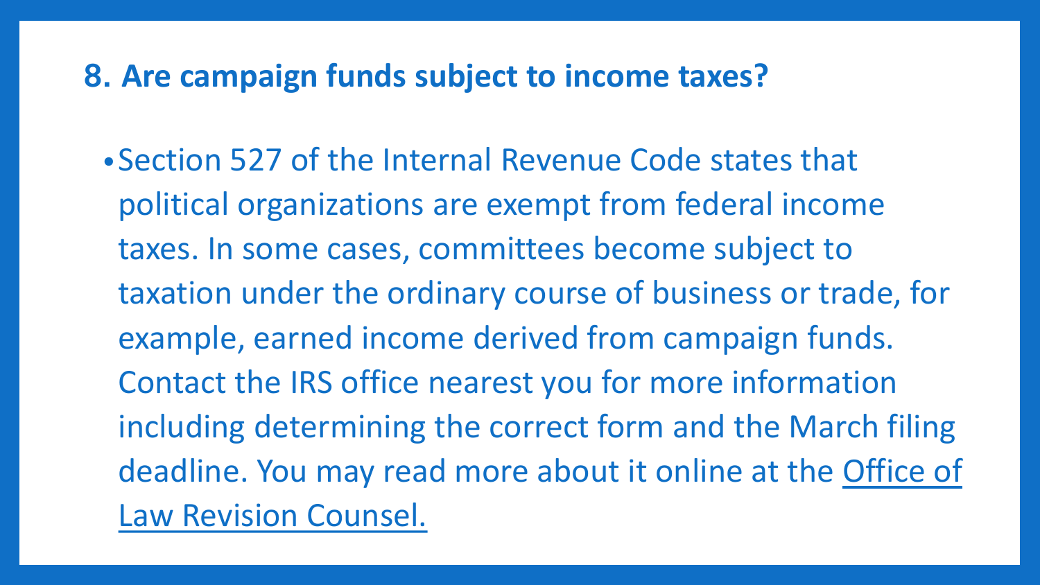## 8. Are campaign funds subject to income taxes?

- Section 527 of the Internal Revenue Code states that political organizations are exempt from federal income taxes. In some cases, committees become subject to taxation under the ordinary course of business or trade, for example, earned income derived from campaign funds. Contact the IRS office nearest you for more information including determining the correct form and the March filing deadline. You may read more about it online at the Office of Law Revision Counsel.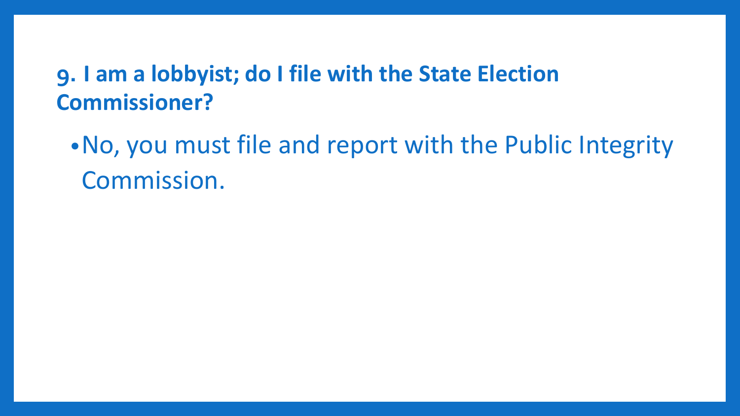## 9. I am a lobbyist; do I file with the State Election Commissioner?

- No, you must file and report with the Public Integrity Commission.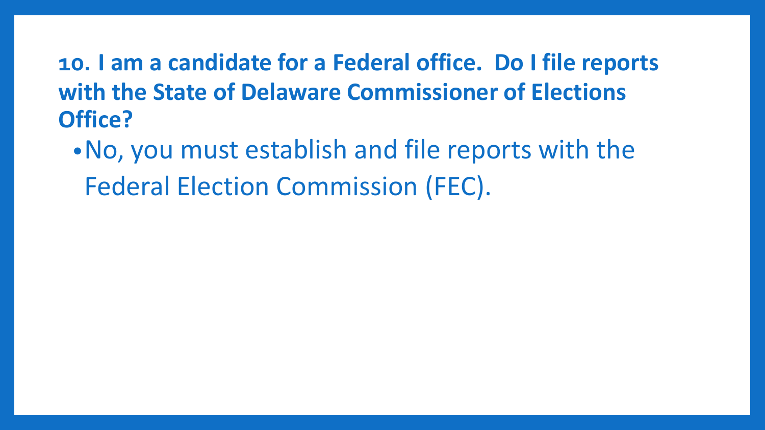## 10. I am a candidate for a Federal office. Do I file reports with the State of Delaware Commissioner of Elections Office?

- No, you must establish and file reports with the Federal Election Commission (FEC).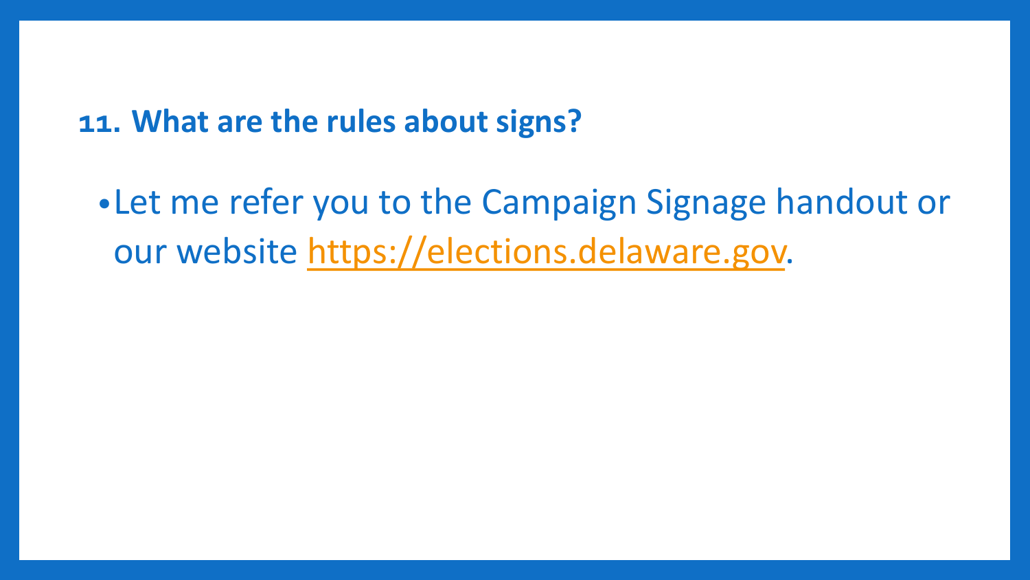**11. What are the rules about signs?**

- Let me refer you to the Campaign Signage handout or our website https://elections.delaware.gov.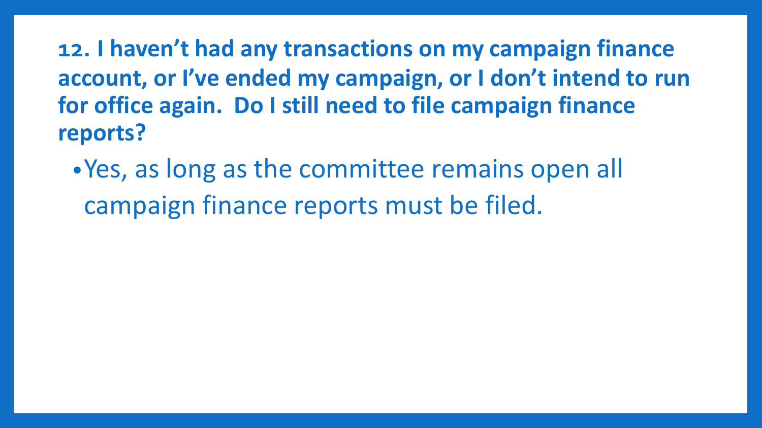**12. I haven't had any transactions on my campaign finance account, or I've ended my campaign, or I don't intend to run for office again. Do I still need to file campaign finance reports?**

- Yes, as long as the committee remains open all campaign finance reports must be filed.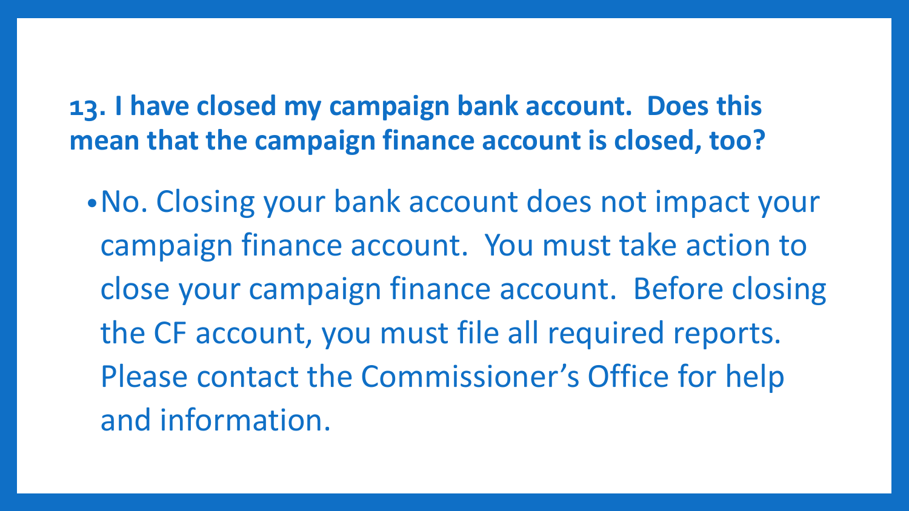**13. I have closed my campaign bank account. Does this mean that the campaign finance account is closed, too?**

- No. Closing your bank account does not impact your campaign finance account. You must take action to close your campaign finance account. Before closing the CF account, you must file all required reports. Please contact the Commissioner's Office for help and information.